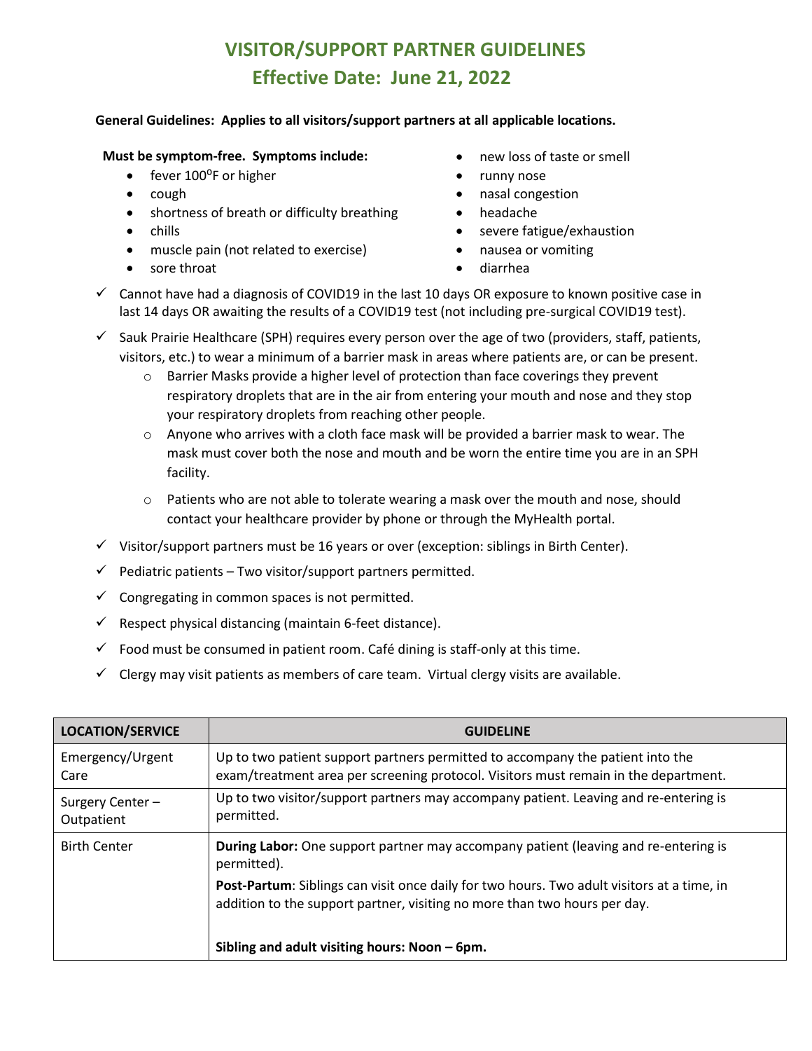# VISITOR/SUPPORT PARTNER GUIDELINES
## Effective Date: June 21, 2022

**General Guidelines: Applies to all visitors/support partners at all applicable locations.**

**Must be symptom-free. Symptoms include:**

- fever 100$^{o}$F or higher
- cough
- shortness of breath or difficulty breathing
- chills
- muscle pain (not related to exercise)
- sore throat
- new loss of taste or smell
- runny nose
- nasal congestion
- headache
- severe fatigue/exhaustion
- nausea or vomiting
- diarrhea

✓ Cannot have had a diagnosis of COVID19 in the last 10 days OR exposure to known positive case in last 14 days OR awaiting the results of a COVID19 test (not including pre-surgical COVID19 test).

✓ Sauk Prairie Healthcare (SPH) requires every person over the age of two (providers, staff, patients, visitors, etc.) to wear a minimum of a barrier mask in areas where patients are, or can be present.
   - Barrier Masks provide a higher level of protection than face coverings they prevent respiratory droplets that are in the air from entering your mouth and nose and they stop your respiratory droplets from reaching other people.
   - Anyone who arrives with a cloth face mask will be provided a barrier mask to wear. The mask must cover both the nose and mouth and be worn the entire time you are in an SPH facility.
   - Patients who are not able to tolerate wearing a mask over the mouth and nose, should contact your healthcare provider by phone or through the MyHealth portal.

✓ Visitor/support partners must be 16 years or over (exception: siblings in Birth Center).

✓ Pediatric patients – Two visitor/support partners permitted.

✓ Congregating in common spaces is not permitted.

✓ Respect physical distancing (maintain 6-feet distance).

✓ Food must be consumed in patient room. Café dining is staff-only at this time.

✓ Clergy may visit patients as members of care team. Virtual clergy visits are available.

| LOCATION/SERVICE | GUIDELINE |
|---|---|
| Emergency/Urgent Care | Up to two patient support partners permitted to accompany the patient into the exam/treatment area per screening protocol. Visitors must remain in the department. |
| Surgery Center – Outpatient | Up to two visitor/support partners may accompany patient. Leaving and re-entering is permitted. |
| Birth Center | **During Labor:** One support partner may accompany patient (leaving and re-entering is permitted).<br>**Post-Partum**: Siblings can visit once daily for two hours. Two adult visitors at a time, in addition to the support partner, visiting no more than two hours per day.<br>**Sibling and adult visiting hours: Noon – 6pm.** |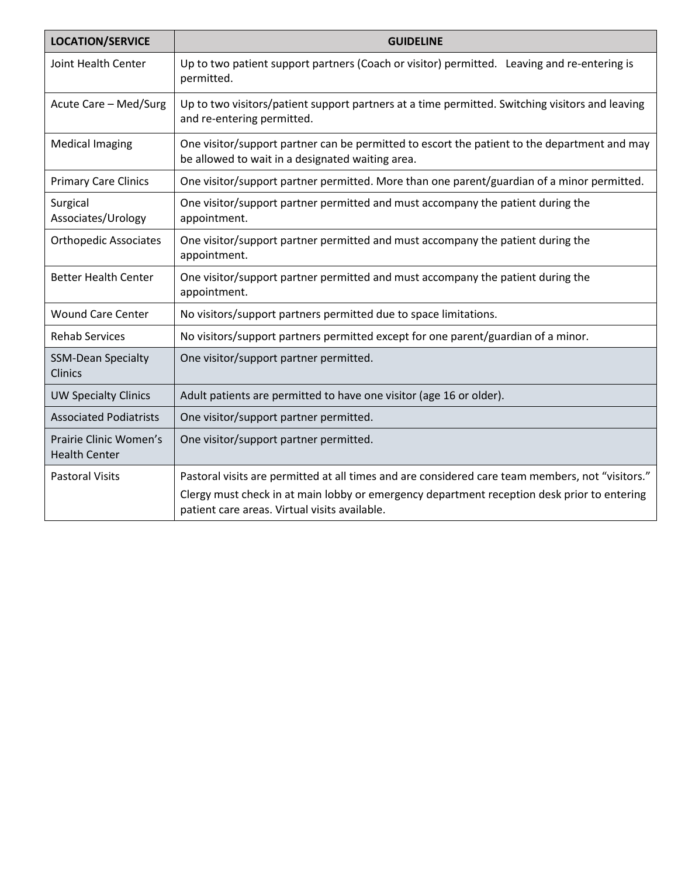| LOCATION/SERVICE | GUIDELINE |
|---|---|
| Joint Health Center | Up to two patient support partners (Coach or visitor) permitted. Leaving and re-entering is permitted. |
| Acute Care – Med/Surg | Up to two visitors/patient support partners at a time permitted. Switching visitors and leaving and re-entering permitted. |
| Medical Imaging | One visitor/support partner can be permitted to escort the patient to the department and may be allowed to wait in a designated waiting area. |
| Primary Care Clinics | One visitor/support partner permitted. More than one parent/guardian of a minor permitted. |
| Surgical Associates/Urology | One visitor/support partner permitted and must accompany the patient during the appointment. |
| Orthopedic Associates | One visitor/support partner permitted and must accompany the patient during the appointment. |
| Better Health Center | One visitor/support partner permitted and must accompany the patient during the appointment. |
| Wound Care Center | No visitors/support partners permitted due to space limitations. |
| Rehab Services | No visitors/support partners permitted except for one parent/guardian of a minor. |
| SSM-Dean Specialty Clinics | One visitor/support partner permitted. |
| UW Specialty Clinics | Adult patients are permitted to have one visitor (age 16 or older). |
| Associated Podiatrists | One visitor/support partner permitted. |
| Prairie Clinic Women's Health Center | One visitor/support partner permitted. |
| Pastoral Visits | Pastoral visits are permitted at all times and are considered care team members, not "visitors." Clergy must check in at main lobby or emergency department reception desk prior to entering patient care areas. Virtual visits available. |